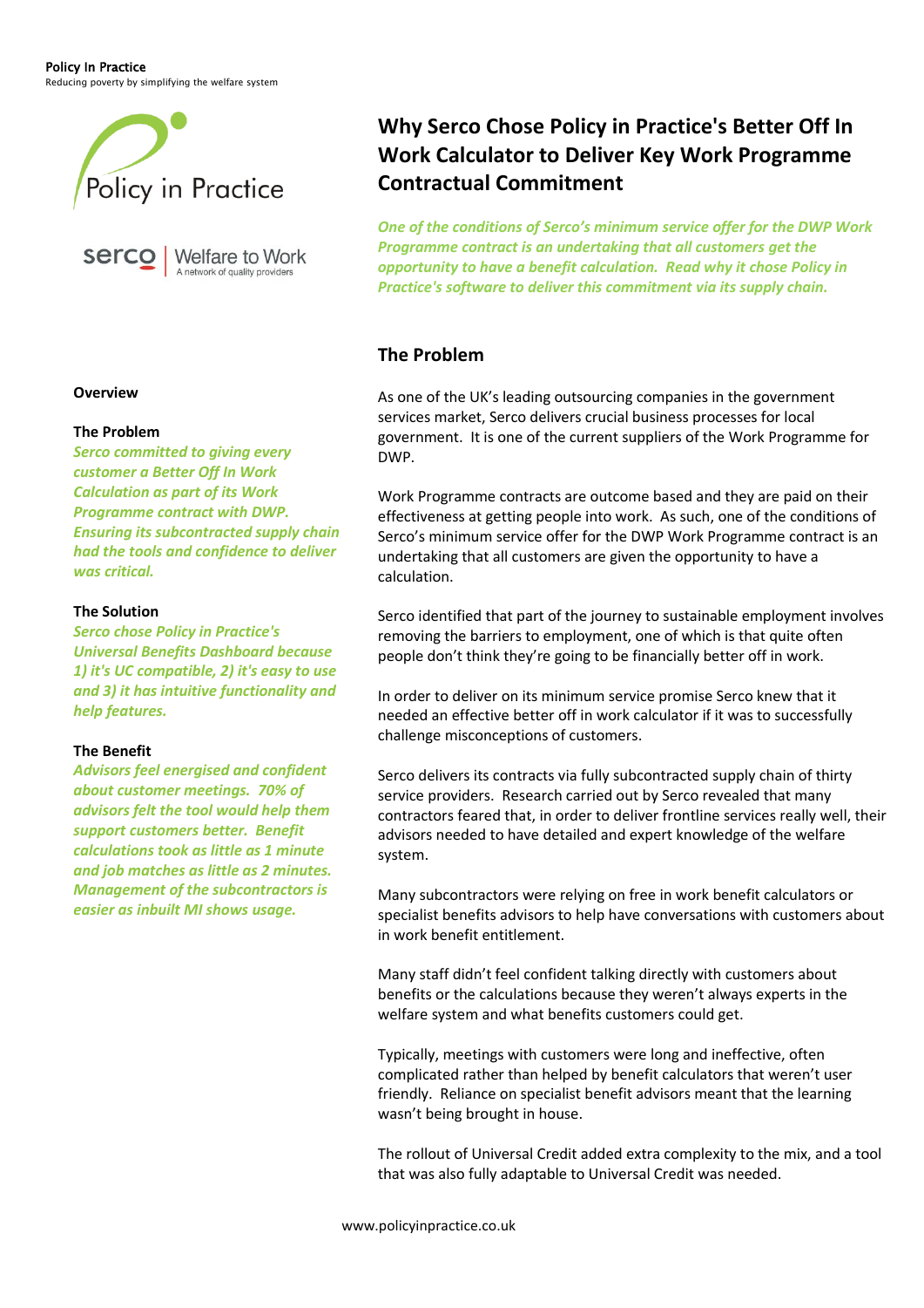Policy In Practice
Reducing poverty by simplifying the welfare system

# Why Serco Chose Policy in Practice's Better Off In Work Calculator to Deliver Key Work Programme Contractual Commitment

***One of the conditions of Serco's minimum service offer for the DWP Work Programme contract is an undertaking that all customers get the opportunity to have a benefit calculation. Read why it chose Policy in Practice's software to deliver this commitment via its supply chain.***

## Overview

### The Problem

***Serco committed to giving every customer a Better Off In Work Calculation as part of its Work Programme contract with DWP. Ensuring its subcontracted supply chain had the tools and confidence to deliver was critical.***

### The Solution

***Serco chose Policy in Practice's Universal Benefits Dashboard because 1) it's UC compatible, 2) it's easy to use and 3) it has intuitive functionality and help features.***

### The Benefit

***Advisors feel energised and confident about customer meetings. 70% of advisors felt the tool would help them support customers better. Benefit calculations took as little as 1 minute and job matches as little as 2 minutes. Management of the subcontractors is easier as inbuilt MI shows usage.***

## The Problem

As one of the UK's leading outsourcing companies in the government services market, Serco delivers crucial business processes for local government. It is one of the current suppliers of the Work Programme for DWP.

Work Programme contracts are outcome based and they are paid on their effectiveness at getting people into work. As such, one of the conditions of Serco's minimum service offer for the DWP Work Programme contract is an undertaking that all customers are given the opportunity to have a calculation.

Serco identified that part of the journey to sustainable employment involves removing the barriers to employment, one of which is that quite often people don't think they're going to be financially better off in work.

In order to deliver on its minimum service promise Serco knew that it needed an effective better off in work calculator if it was to successfully challenge misconceptions of customers.

Serco delivers its contracts via fully subcontracted supply chain of thirty service providers. Research carried out by Serco revealed that many contractors feared that, in order to deliver frontline services really well, their advisors needed to have detailed and expert knowledge of the welfare system.

Many subcontractors were relying on free in work benefit calculators or specialist benefits advisors to help have conversations with customers about in work benefit entitlement.

Many staff didn't feel confident talking directly with customers about benefits or the calculations because they weren't always experts in the welfare system and what benefits customers could get.

Typically, meetings with customers were long and ineffective, often complicated rather than helped by benefit calculators that weren't user friendly. Reliance on specialist benefit advisors meant that the learning wasn't being brought in house.

The rollout of Universal Credit added extra complexity to the mix, and a tool that was also fully adaptable to Universal Credit was needed.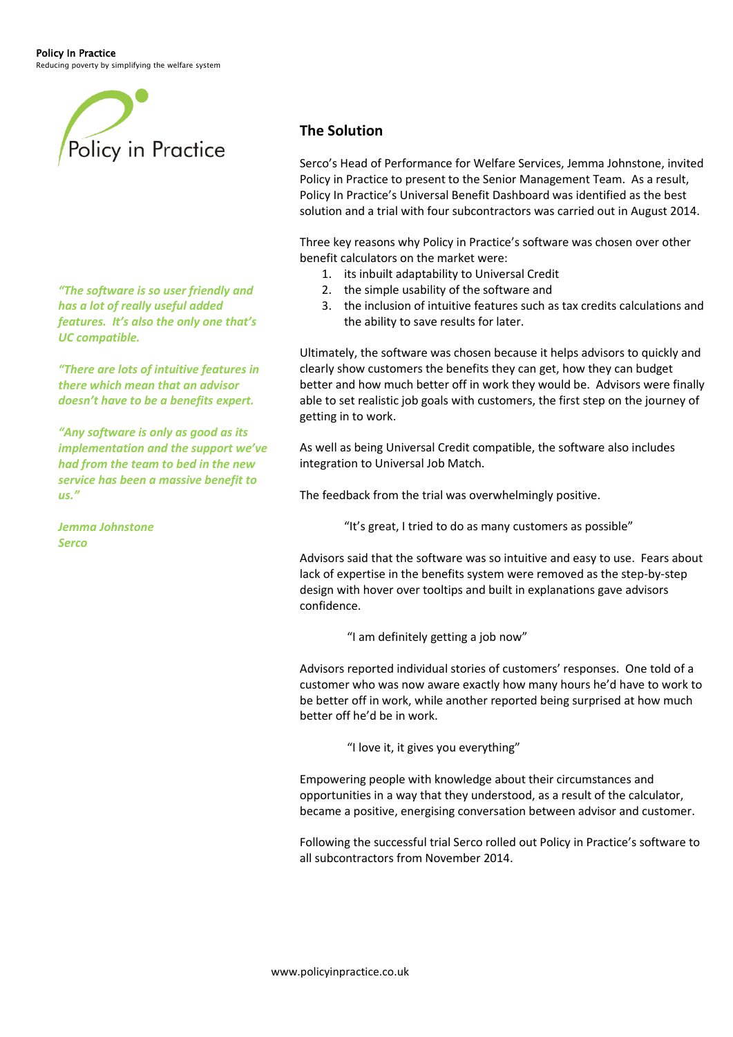*"The software is so user friendly and has a lot of really useful added features. It's also the only one that's UC compatible.*

*"There are lots of intuitive features in there which mean that an advisor doesn't have to be a benefits expert.*

*"Any software is only as good as its implementation and the support we've had from the team to bed in the new service has been a massive benefit to us."*

*Jemma Johnstone*
*Serco*

## The Solution

Serco's Head of Performance for Welfare Services, Jemma Johnstone, invited Policy in Practice to present to the Senior Management Team. As a result, Policy In Practice's Universal Benefit Dashboard was identified as the best solution and a trial with four subcontractors was carried out in August 2014.

Three key reasons why Policy in Practice's software was chosen over other benefit calculators on the market were:

1. its inbuilt adaptability to Universal Credit
2. the simple usability of the software and
3. the inclusion of intuitive features such as tax credits calculations and the ability to save results for later.

Ultimately, the software was chosen because it helps advisors to quickly and clearly show customers the benefits they can get, how they can budget better and how much better off in work they would be. Advisors were finally able to set realistic job goals with customers, the first step on the journey of getting in to work.

As well as being Universal Credit compatible, the software also includes integration to Universal Job Match.

The feedback from the trial was overwhelmingly positive.

> "It's great, I tried to do as many customers as possible"

Advisors said that the software was so intuitive and easy to use. Fears about lack of expertise in the benefits system were removed as the step-by-step design with hover over tooltips and built in explanations gave advisors confidence.

> "I am definitely getting a job now"

Advisors reported individual stories of customers' responses. One told of a customer who was now aware exactly how many hours he'd have to work to be better off in work, while another reported being surprised at how much better off he'd be in work.

> "I love it, it gives you everything"

Empowering people with knowledge about their circumstances and opportunities in a way that they understood, as a result of the calculator, became a positive, energising conversation between advisor and customer.

Following the successful trial Serco rolled out Policy in Practice's software to all subcontractors from November 2014.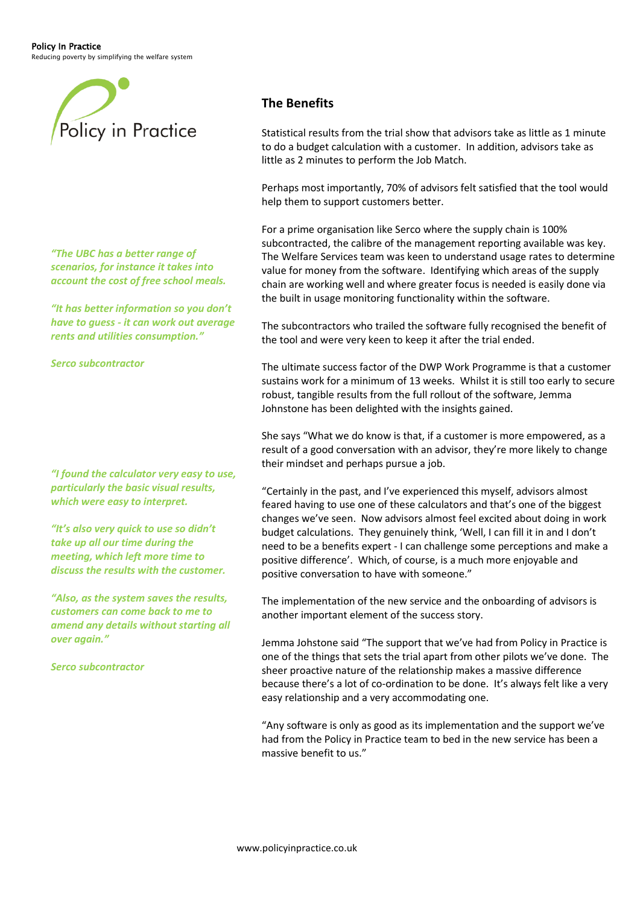*"The UBC has a better range of scenarios, for instance it takes into account the cost of free school meals.*

*"It has better information so you don't have to guess - it can work out average rents and utilities consumption."*

*Serco subcontractor*

*"I found the calculator very easy to use, particularly the basic visual results, which were easy to interpret.*

*"It's also very quick to use so didn't take up all our time during the meeting, which left more time to discuss the results with the customer.*

*"Also, as the system saves the results, customers can come back to me to amend any details without starting all over again."*

*Serco subcontractor*

## The Benefits

Statistical results from the trial show that advisors take as little as 1 minute to do a budget calculation with a customer. In addition, advisors take as little as 2 minutes to perform the Job Match.

Perhaps most importantly, 70% of advisors felt satisfied that the tool would help them to support customers better.

For a prime organisation like Serco where the supply chain is 100% subcontracted, the calibre of the management reporting available was key. The Welfare Services team was keen to understand usage rates to determine value for money from the software. Identifying which areas of the supply chain are working well and where greater focus is needed is easily done via the built in usage monitoring functionality within the software.

The subcontractors who trailed the software fully recognised the benefit of the tool and were very keen to keep it after the trial ended.

The ultimate success factor of the DWP Work Programme is that a customer sustains work for a minimum of 13 weeks. Whilst it is still too early to secure robust, tangible results from the full rollout of the software, Jemma Johnstone has been delighted with the insights gained.

She says "What we do know is that, if a customer is more empowered, as a result of a good conversation with an advisor, they're more likely to change their mindset and perhaps pursue a job.

"Certainly in the past, and I've experienced this myself, advisors almost feared having to use one of these calculators and that's one of the biggest changes we've seen. Now advisors almost feel excited about doing in work budget calculations. They genuinely think, 'Well, I can fill it in and I don't need to be a benefits expert - I can challenge some perceptions and make a positive difference'. Which, of course, is a much more enjoyable and positive conversation to have with someone."

The implementation of the new service and the onboarding of advisors is another important element of the success story.

Jemma Johstone said "The support that we've had from Policy in Practice is one of the things that sets the trial apart from other pilots we've done. The sheer proactive nature of the relationship makes a massive difference because there's a lot of co-ordination to be done. It's always felt like a very easy relationship and a very accommodating one.

"Any software is only as good as its implementation and the support we've had from the Policy in Practice team to bed in the new service has been a massive benefit to us."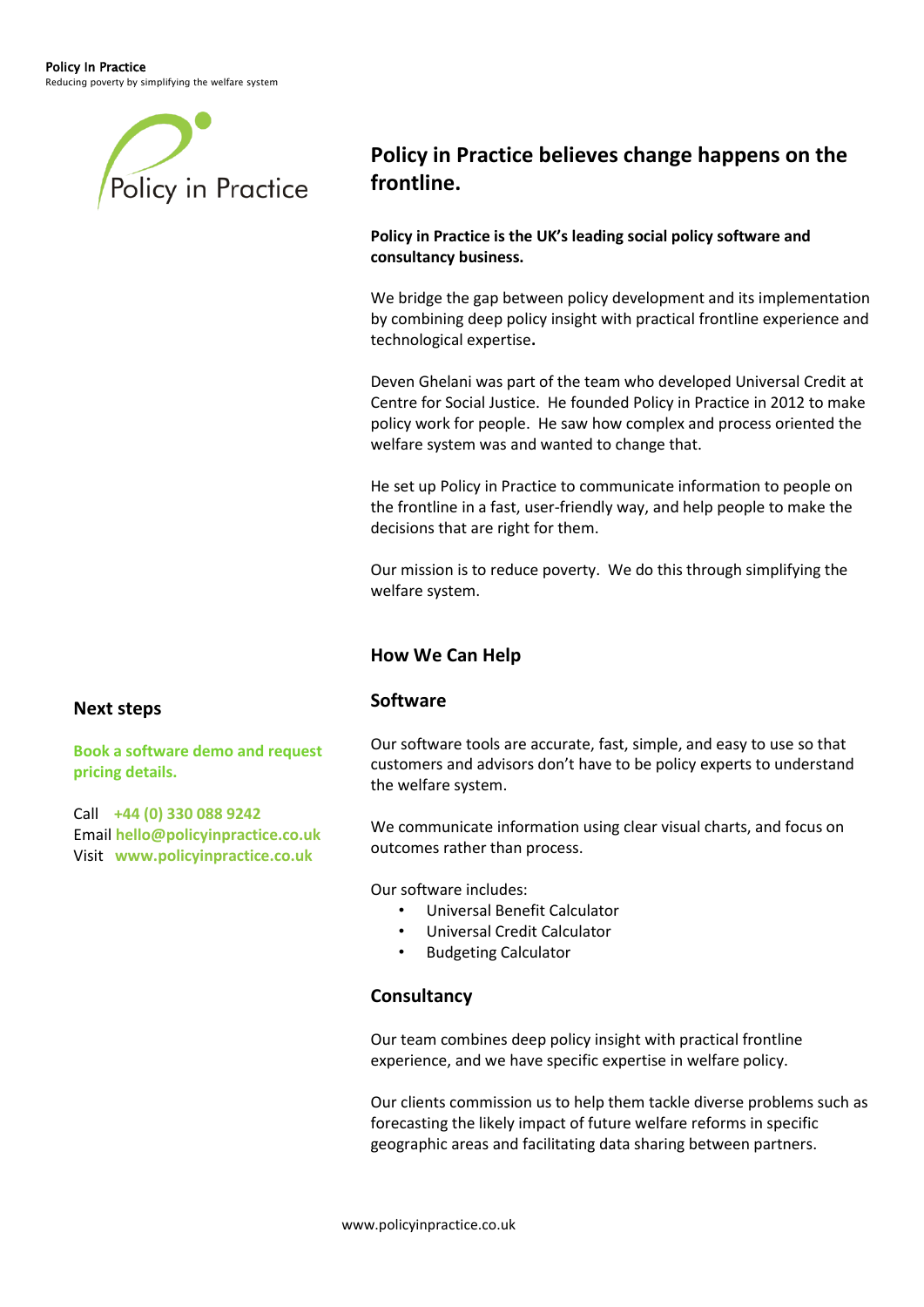## Policy in Practice believes change happens on the frontline.

**Policy in Practice is the UK's leading social policy software and consultancy business.**

We bridge the gap between policy development and its implementation by combining deep policy insight with practical frontline experience and technological expertise.

Deven Ghelani was part of the team who developed Universal Credit at Centre for Social Justice. He founded Policy in Practice in 2012 to make policy work for people. He saw how complex and process oriented the welfare system was and wanted to change that.

He set up Policy in Practice to communicate information to people on the frontline in a fast, user-friendly way, and help people to make the decisions that are right for them.

Our mission is to reduce poverty. We do this through simplifying the welfare system.

### How We Can Help

#### Software

Our software tools are accurate, fast, simple, and easy to use so that customers and advisors don't have to be policy experts to understand the welfare system.

We communicate information using clear visual charts, and focus on outcomes rather than process.

Our software includes:

- Universal Benefit Calculator
- Universal Credit Calculator
- Budgeting Calculator

#### Consultancy

Our team combines deep policy insight with practical frontline experience, and we have specific expertise in welfare policy.

Our clients commission us to help them tackle diverse problems such as forecasting the likely impact of future welfare reforms in specific geographic areas and facilitating data sharing between partners.

### Next steps

**Book a software demo and request pricing details.**

Call **+44 (0) 330 088 9242**
Email **hello@policyinpractice.co.uk**
Visit **www.policyinpractice.co.uk**